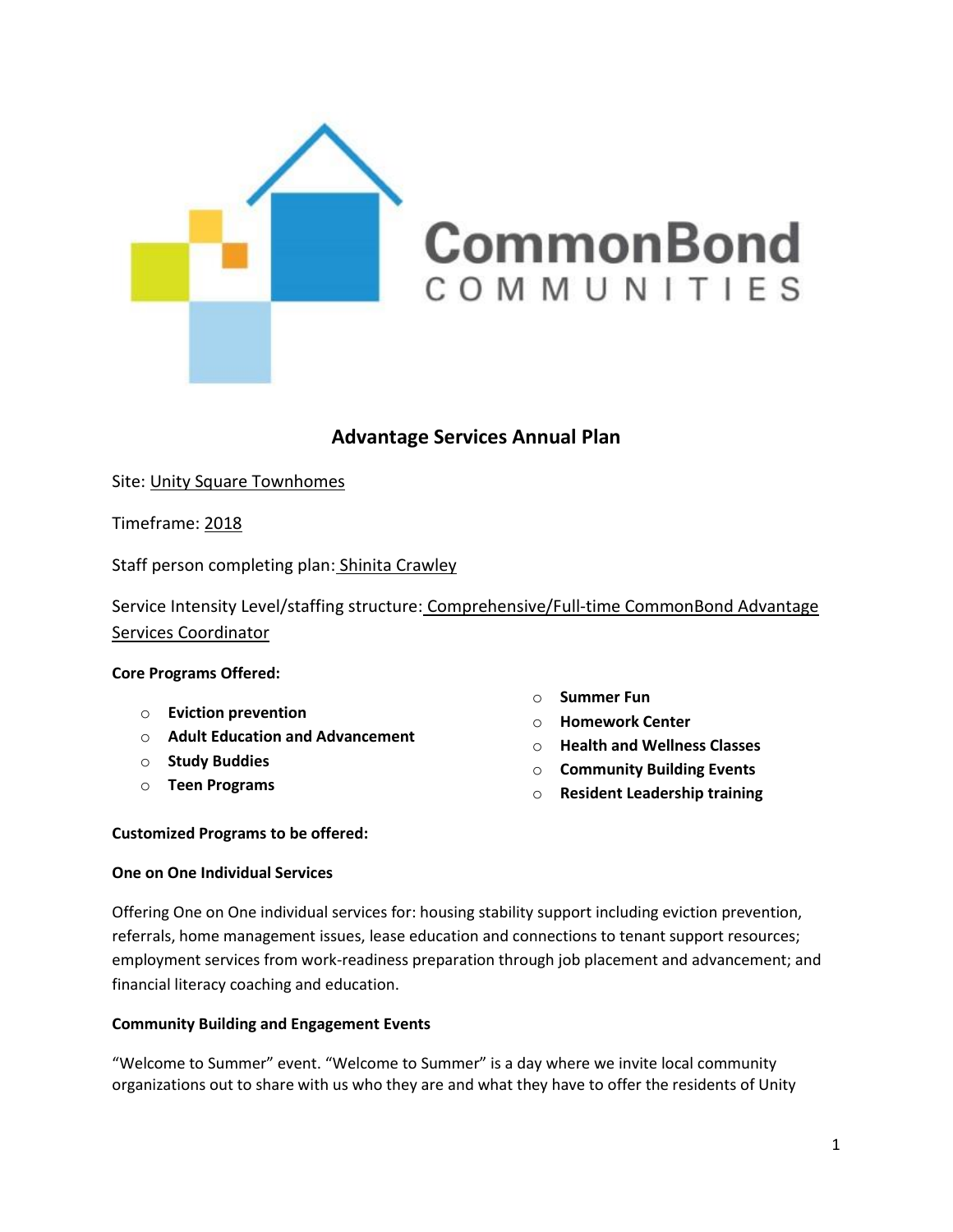CommonBond COMMUNITIES

# Advantage Services Annual Plan

Site: Unity Square Townhomes

Timeframe: 2018

Staff person completing plan: Shinita Crawley

Service Intensity Level/staffing structure: Comprehensive/Full-time CommonBond Advantage Services Coordinator

**Core Programs Offered:**

- **Eviction prevention**
- **Adult Education and Advancement**
- **Study Buddies**
- **Teen Programs**
- **Summer Fun**
- **Homework Center**
- **Health and Wellness Classes**
- **Community Building Events**
- **Resident Leadership training**

**Customized Programs to be offered:**

**One on One Individual Services**

Offering One on One individual services for: housing stability support including eviction prevention, referrals, home management issues, lease education and connections to tenant support resources; employment services from work-readiness preparation through job placement and advancement; and financial literacy coaching and education.

**Community Building and Engagement Events**

"Welcome to Summer" event. "Welcome to Summer" is a day where we invite local community organizations out to share with us who they are and what they have to offer the residents of Unity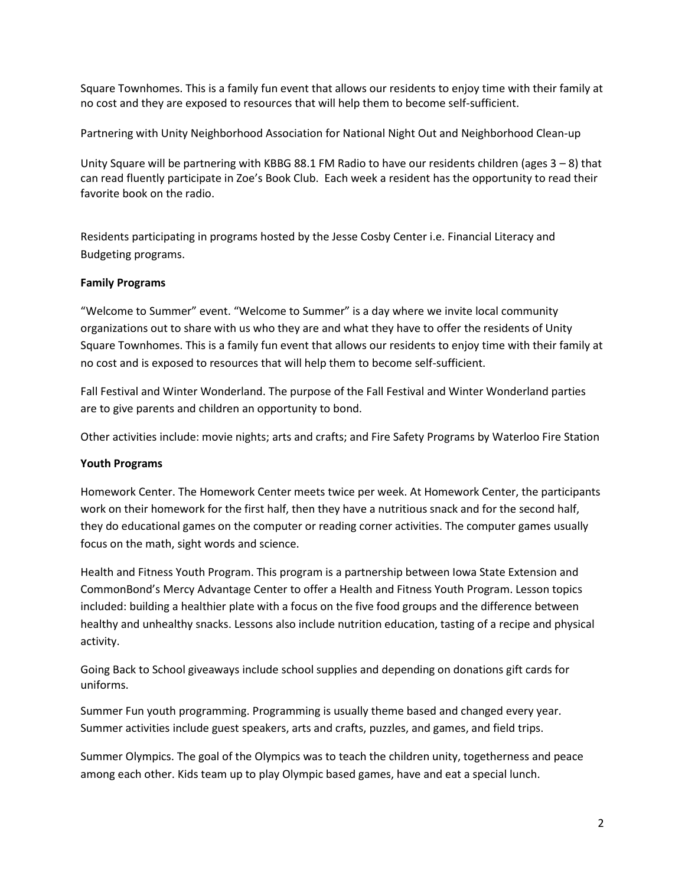Square Townhomes. This is a family fun event that allows our residents to enjoy time with their family at no cost and they are exposed to resources that will help them to become self-sufficient.

Partnering with Unity Neighborhood Association for National Night Out and Neighborhood Clean-up

Unity Square will be partnering with KBBG 88.1 FM Radio to have our residents children (ages 3 – 8) that can read fluently participate in Zoe's Book Club. Each week a resident has the opportunity to read their favorite book on the radio.

Residents participating in programs hosted by the Jesse Cosby Center i.e. Financial Literacy and Budgeting programs.

**Family Programs**

"Welcome to Summer" event. "Welcome to Summer" is a day where we invite local community organizations out to share with us who they are and what they have to offer the residents of Unity Square Townhomes. This is a family fun event that allows our residents to enjoy time with their family at no cost and is exposed to resources that will help them to become self-sufficient.

Fall Festival and Winter Wonderland. The purpose of the Fall Festival and Winter Wonderland parties are to give parents and children an opportunity to bond.

Other activities include: movie nights; arts and crafts; and Fire Safety Programs by Waterloo Fire Station

**Youth Programs**

Homework Center. The Homework Center meets twice per week. At Homework Center, the participants work on their homework for the first half, then they have a nutritious snack and for the second half, they do educational games on the computer or reading corner activities. The computer games usually focus on the math, sight words and science.

Health and Fitness Youth Program. This program is a partnership between Iowa State Extension and CommonBond's Mercy Advantage Center to offer a Health and Fitness Youth Program. Lesson topics included: building a healthier plate with a focus on the five food groups and the difference between healthy and unhealthy snacks. Lessons also include nutrition education, tasting of a recipe and physical activity.

Going Back to School giveaways include school supplies and depending on donations gift cards for uniforms.

Summer Fun youth programming. Programming is usually theme based and changed every year. Summer activities include guest speakers, arts and crafts, puzzles, and games, and field trips.

Summer Olympics. The goal of the Olympics was to teach the children unity, togetherness and peace among each other. Kids team up to play Olympic based games, have and eat a special lunch.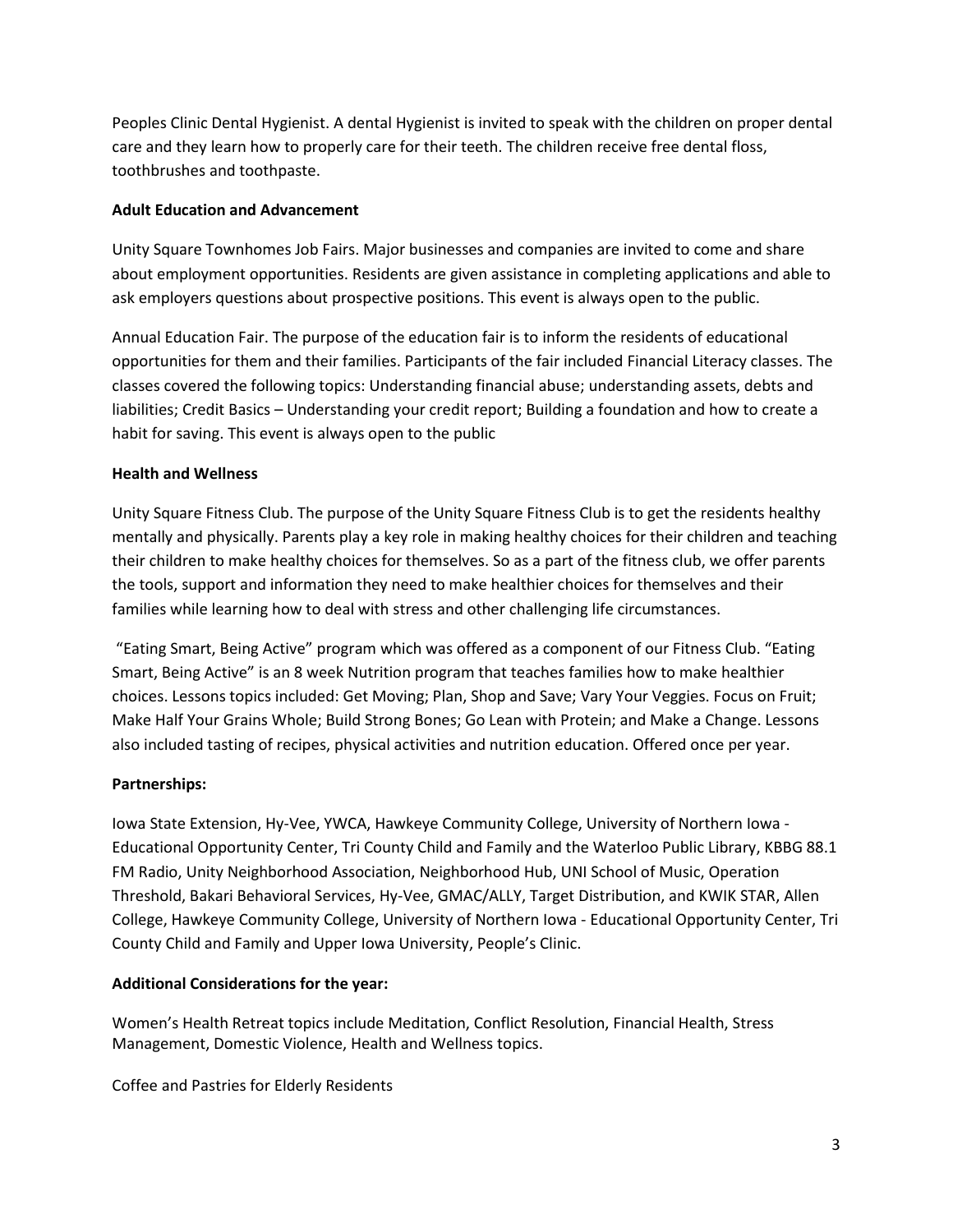Peoples Clinic Dental Hygienist. A dental Hygienist is invited to speak with the children on proper dental care and they learn how to properly care for their teeth. The children receive free dental floss, toothbrushes and toothpaste.

**Adult Education and Advancement**

Unity Square Townhomes Job Fairs. Major businesses and companies are invited to come and share about employment opportunities. Residents are given assistance in completing applications and able to ask employers questions about prospective positions. This event is always open to the public.

Annual Education Fair. The purpose of the education fair is to inform the residents of educational opportunities for them and their families. Participants of the fair included Financial Literacy classes. The classes covered the following topics: Understanding financial abuse; understanding assets, debts and liabilities; Credit Basics – Understanding your credit report; Building a foundation and how to create a habit for saving. This event is always open to the public

**Health and Wellness**

Unity Square Fitness Club. The purpose of the Unity Square Fitness Club is to get the residents healthy mentally and physically. Parents play a key role in making healthy choices for their children and teaching their children to make healthy choices for themselves. So as a part of the fitness club, we offer parents the tools, support and information they need to make healthier choices for themselves and their families while learning how to deal with stress and other challenging life circumstances.

"Eating Smart, Being Active" program which was offered as a component of our Fitness Club. "Eating Smart, Being Active" is an 8 week Nutrition program that teaches families how to make healthier choices. Lessons topics included: Get Moving; Plan, Shop and Save; Vary Your Veggies. Focus on Fruit; Make Half Your Grains Whole; Build Strong Bones; Go Lean with Protein; and Make a Change. Lessons also included tasting of recipes, physical activities and nutrition education. Offered once per year.

**Partnerships:**

Iowa State Extension, Hy-Vee, YWCA, Hawkeye Community College, University of Northern Iowa - Educational Opportunity Center, Tri County Child and Family and the Waterloo Public Library, KBBG 88.1 FM Radio, Unity Neighborhood Association, Neighborhood Hub, UNI School of Music, Operation Threshold, Bakari Behavioral Services, Hy-Vee, GMAC/ALLY, Target Distribution, and KWIK STAR, Allen College, Hawkeye Community College, University of Northern Iowa - Educational Opportunity Center, Tri County Child and Family and Upper Iowa University, People's Clinic.

**Additional Considerations for the year:**

Women's Health Retreat topics include Meditation, Conflict Resolution, Financial Health, Stress Management, Domestic Violence, Health and Wellness topics.

Coffee and Pastries for Elderly Residents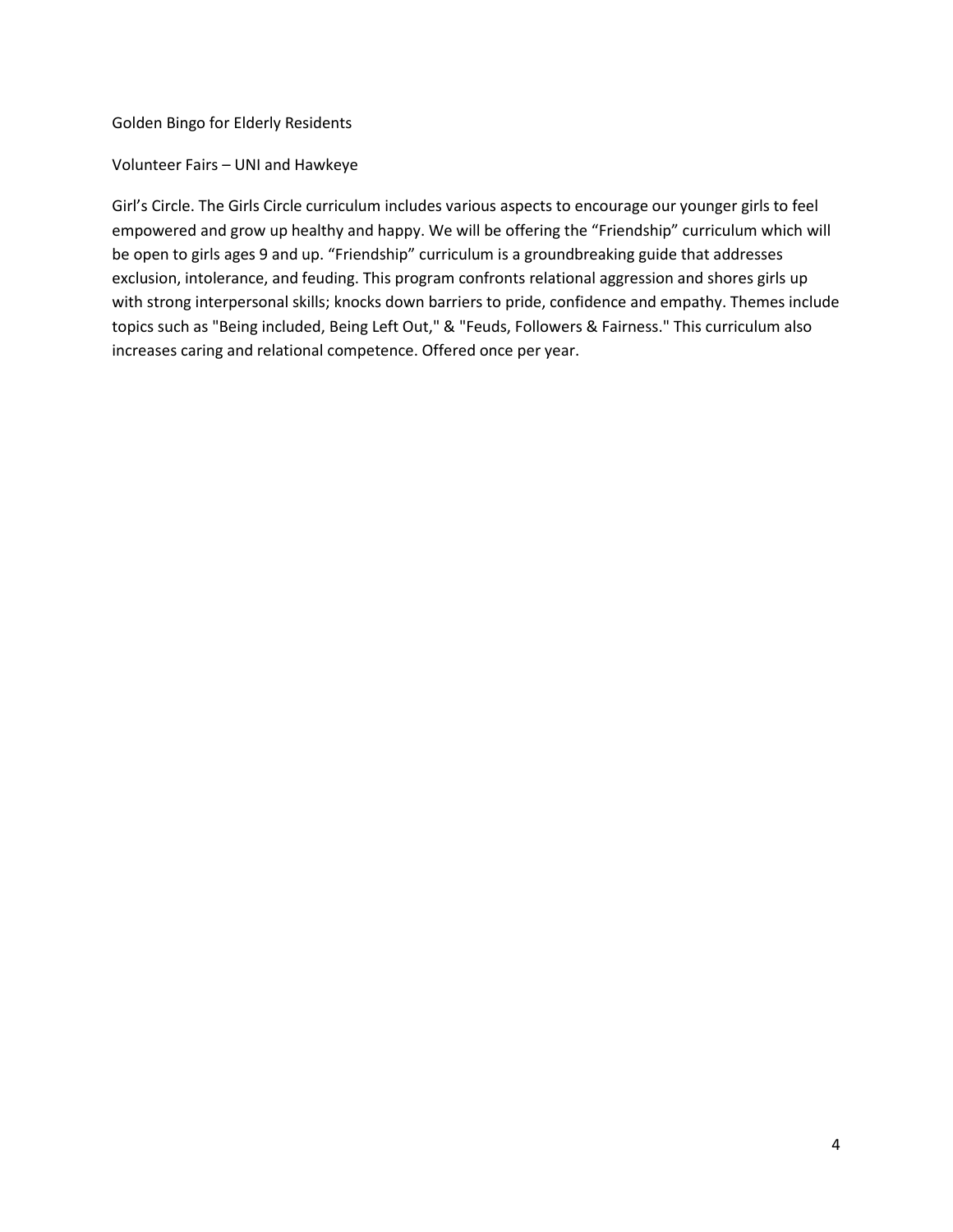Golden Bingo for Elderly Residents

Volunteer Fairs – UNI and Hawkeye

Girl's Circle. The Girls Circle curriculum includes various aspects to encourage our younger girls to feel empowered and grow up healthy and happy. We will be offering the "Friendship" curriculum which will be open to girls ages 9 and up. "Friendship" curriculum is a groundbreaking guide that addresses exclusion, intolerance, and feuding. This program confronts relational aggression and shores girls up with strong interpersonal skills; knocks down barriers to pride, confidence and empathy. Themes include topics such as "Being included, Being Left Out," & "Feuds, Followers & Fairness." This curriculum also increases caring and relational competence. Offered once per year.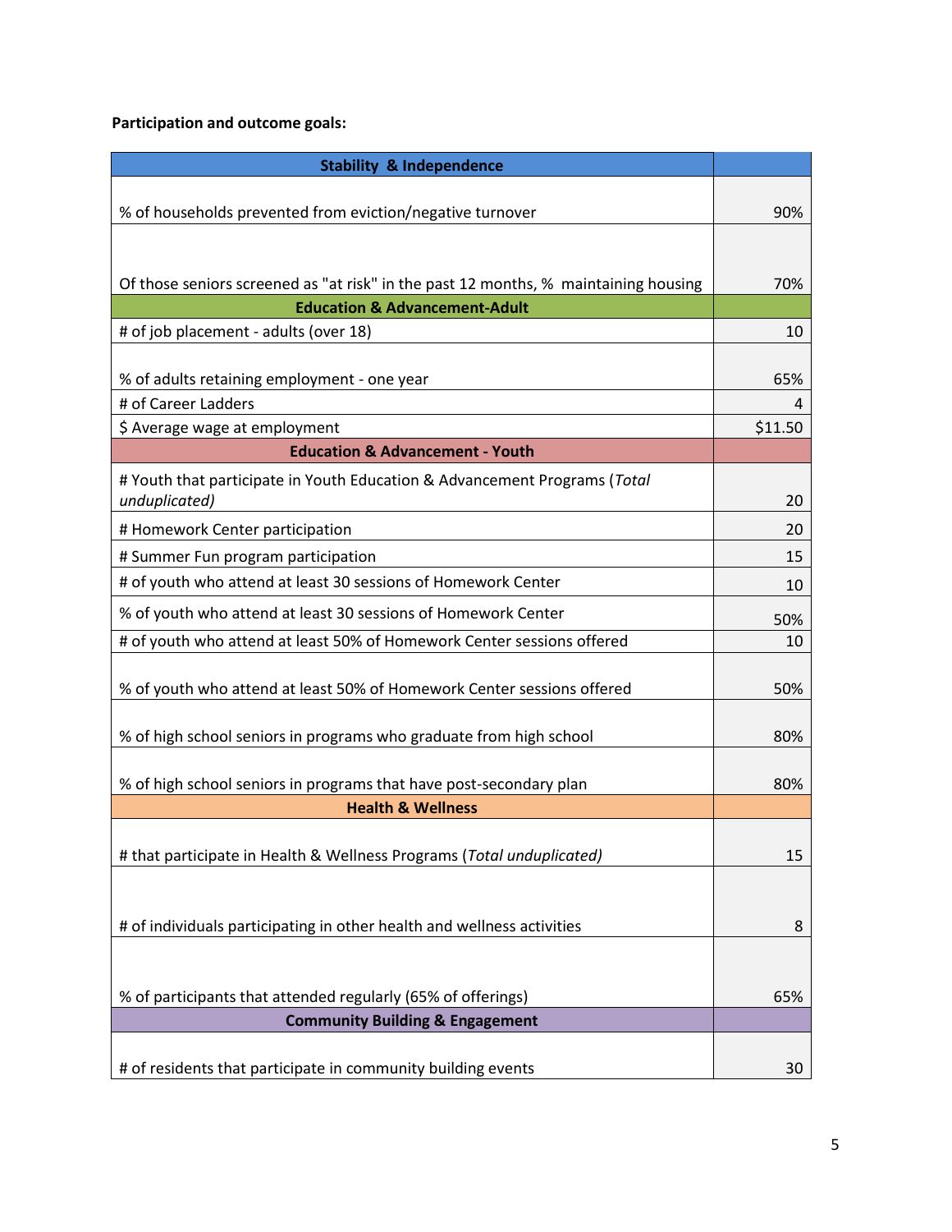**Participation and outcome goals:**

| Stability & Independence | |
|---|---|
| % of households prevented from eviction/negative turnover | 90% |
| Of those seniors screened as "at risk" in the past 12 months, % maintaining housing | 70% |
| **Education & Advancement-Adult** | |
| # of job placement - adults (over 18) | 10 |
| % of adults retaining employment - one year | 65% |
| # of Career Ladders | 4 |
| $ Average wage at employment | $11.50 |
| **Education & Advancement - Youth** | |
| # Youth that participate in Youth Education & Advancement Programs (*Total unduplicated)* | 20 |
| # Homework Center participation | 20 |
| # Summer Fun program participation | 15 |
| # of youth who attend at least 30 sessions of Homework Center | 10 |
| % of youth who attend at least 30 sessions of Homework Center | 50% |
| # of youth who attend at least 50% of Homework Center sessions offered | 10 |
| % of youth who attend at least 50% of Homework Center sessions offered | 50% |
| % of high school seniors in programs who graduate from high school | 80% |
| % of high school seniors in programs that have post-secondary plan | 80% |
| **Health & Wellness** | |
| # that participate in Health & Wellness Programs (*Total unduplicated)* | 15 |
| # of individuals participating in other health and wellness activities | 8 |
| % of participants that attended regularly (65% of offerings) | 65% |
| **Community Building & Engagement** | |
| # of residents that participate in community building events | 30 |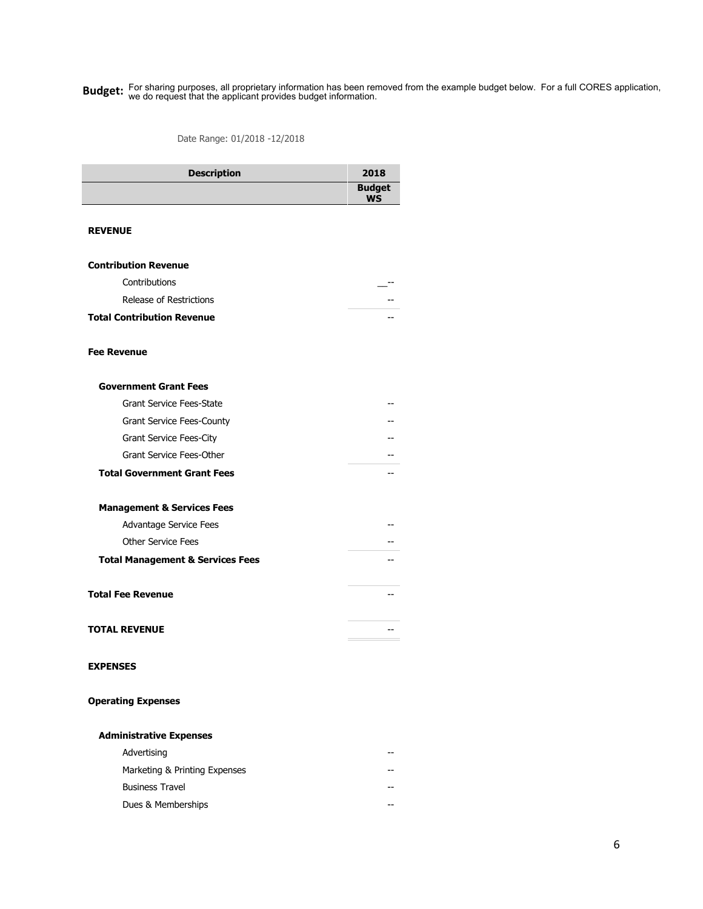**Budget:** For sharing purposes, all proprietary information has been removed from the example budget below. For a full CORES application, we do request that the applicant provides budget information.

Date Range: 01/2018 -12/2018

| Description | 2018 Budget WS |
|---|---|
| **REVENUE** | |
| **Contribution Revenue** | |
| Contributions | __-- |
| Release of Restrictions | -- |
| **Total Contribution Revenue** | -- |
| **Fee Revenue** | |
| **Government Grant Fees** | |
| Grant Service Fees-State | -- |
| Grant Service Fees-County | -- |
| Grant Service Fees-City | -- |
| Grant Service Fees-Other | -- |
| **Total Government Grant Fees** | -- |
| **Management & Services Fees** | |
| Advantage Service Fees | -- |
| Other Service Fees | -- |
| **Total Management & Services Fees** | -- |
| **Total Fee Revenue** | -- |
| **TOTAL REVENUE** | -- |
| **EXPENSES** | |
| **Operating Expenses** | |
| **Administrative Expenses** | |
| Advertising | -- |
| Marketing & Printing Expenses | -- |
| Business Travel | -- |
| Dues & Memberships | -- |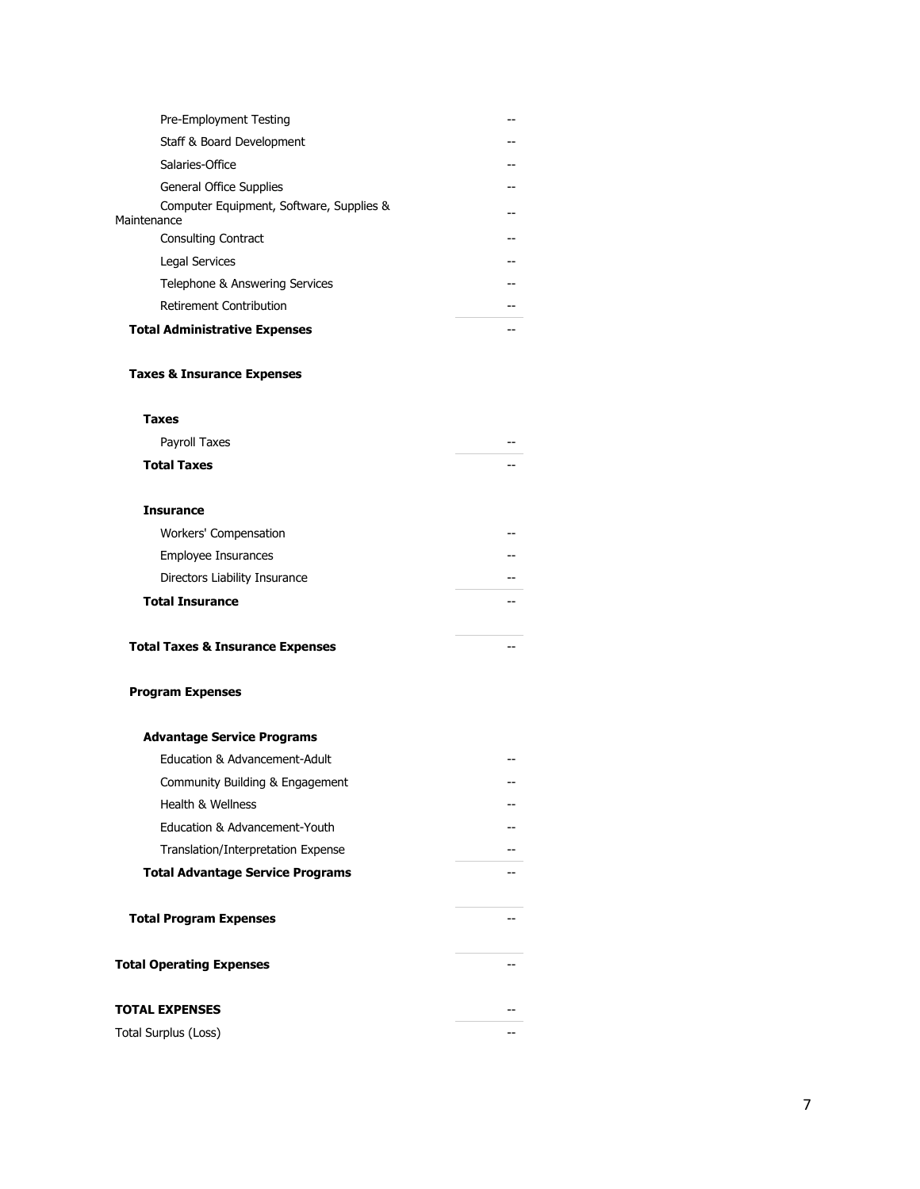| | |
|---|---|
| Pre-Employment Testing | -- |
| Staff & Board Development | -- |
| Salaries-Office | -- |
| General Office Supplies | -- |
| Computer Equipment, Software, Supplies & Maintenance | -- |
| Consulting Contract | -- |
| Legal Services | -- |
| Telephone & Answering Services | -- |
| Retirement Contribution | -- |
| **Total Administrative Expenses** | -- |
| | |
| **Taxes & Insurance Expenses** | |
| | |
| **Taxes** | |
| Payroll Taxes | -- |
| **Total Taxes** | -- |
| | |
| **Insurance** | |
| Workers' Compensation | -- |
| Employee Insurances | -- |
| Directors Liability Insurance | -- |
| **Total Insurance** | -- |
| | |
| **Total Taxes & Insurance Expenses** | -- |
| | |
| **Program Expenses** | |
| | |
| **Advantage Service Programs** | |
| Education & Advancement-Adult | -- |
| Community Building & Engagement | -- |
| Health & Wellness | -- |
| Education & Advancement-Youth | -- |
| Translation/Interpretation Expense | -- |
| **Total Advantage Service Programs** | -- |
| | |
| **Total Program Expenses** | -- |
| | |
| **Total Operating Expenses** | -- |
| | |
| **TOTAL EXPENSES** | -- |
| Total Surplus (Loss) | -- |